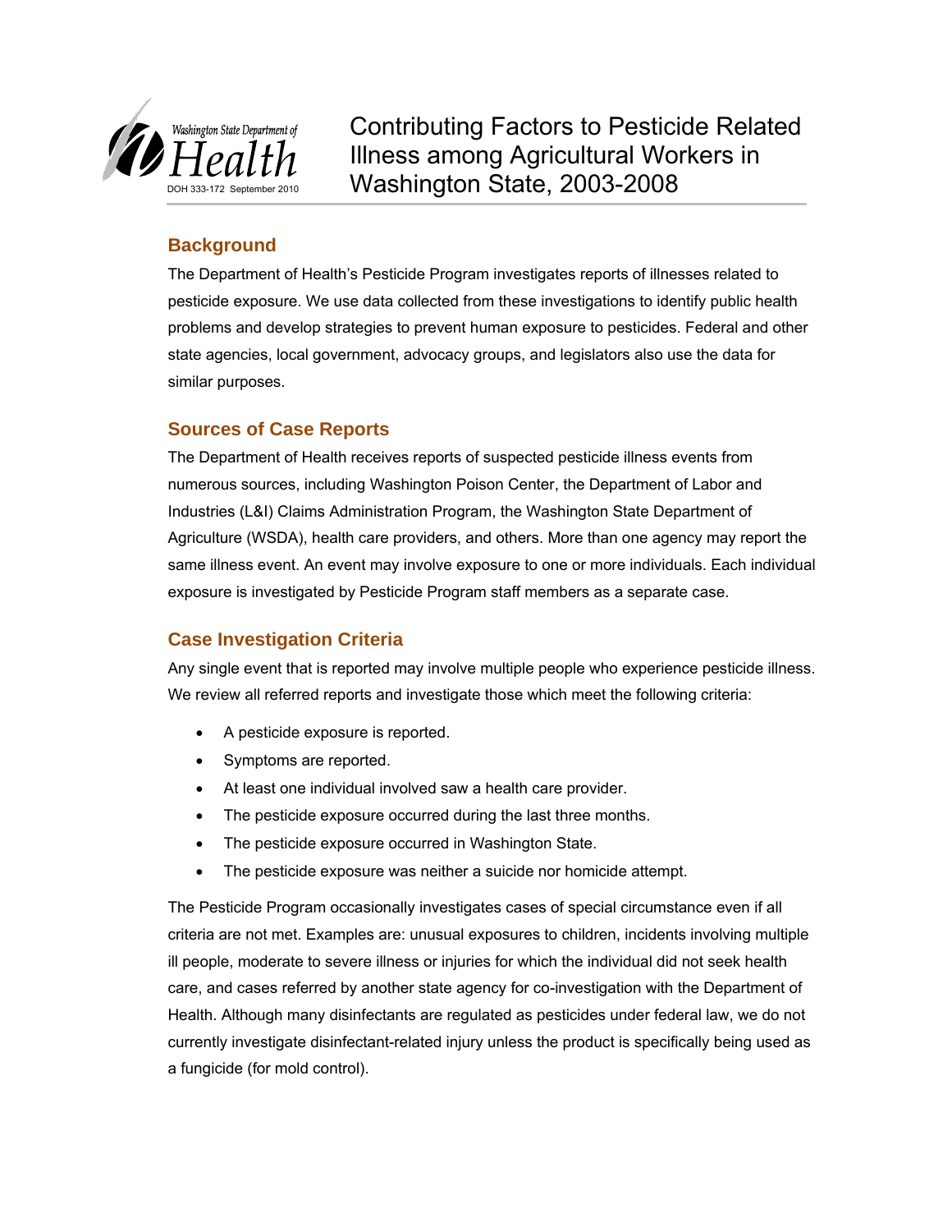Washington State Department of Health

DOH 333-172 September 2010

# Contributing Factors to Pesticide Related Illness among Agricultural Workers in Washington State, 2003-2008

## Background

The Department of Health's Pesticide Program investigates reports of illnesses related to pesticide exposure. We use data collected from these investigations to identify public health problems and develop strategies to prevent human exposure to pesticides. Federal and other state agencies, local government, advocacy groups, and legislators also use the data for similar purposes.

## Sources of Case Reports

The Department of Health receives reports of suspected pesticide illness events from numerous sources, including Washington Poison Center, the Department of Labor and Industries (L&I) Claims Administration Program, the Washington State Department of Agriculture (WSDA), health care providers, and others. More than one agency may report the same illness event. An event may involve exposure to one or more individuals. Each individual exposure is investigated by Pesticide Program staff members as a separate case.

## Case Investigation Criteria

Any single event that is reported may involve multiple people who experience pesticide illness. We review all referred reports and investigate those which meet the following criteria:

- A pesticide exposure is reported.
- Symptoms are reported.
- At least one individual involved saw a health care provider.
- The pesticide exposure occurred during the last three months.
- The pesticide exposure occurred in Washington State.
- The pesticide exposure was neither a suicide nor homicide attempt.

The Pesticide Program occasionally investigates cases of special circumstance even if all criteria are not met. Examples are: unusual exposures to children, incidents involving multiple ill people, moderate to severe illness or injuries for which the individual did not seek health care, and cases referred by another state agency for co-investigation with the Department of Health. Although many disinfectants are regulated as pesticides under federal law, we do not currently investigate disinfectant-related injury unless the product is specifically being used as a fungicide (for mold control).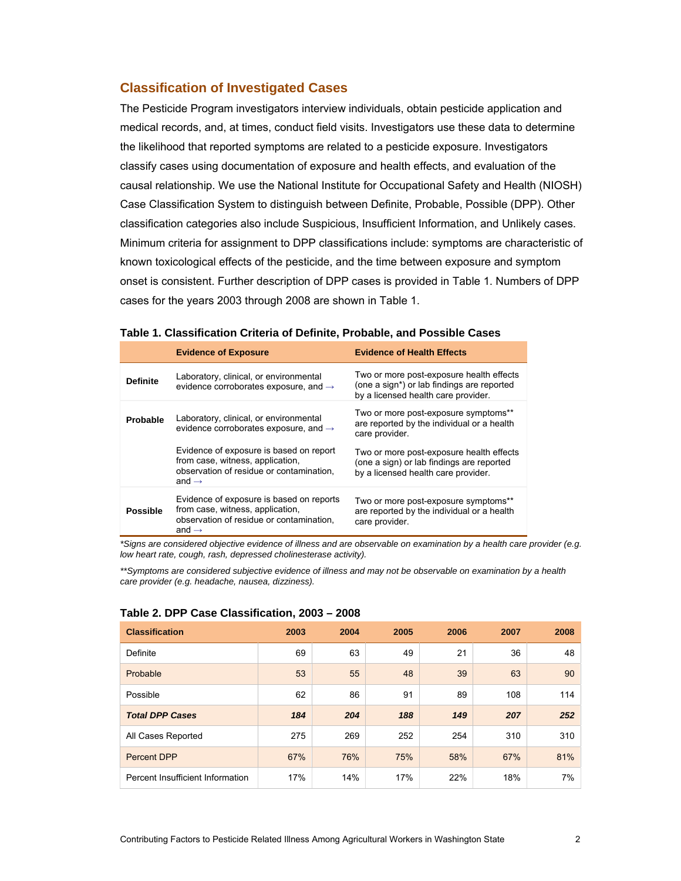## Classification of Investigated Cases

The Pesticide Program investigators interview individuals, obtain pesticide application and medical records, and, at times, conduct field visits. Investigators use these data to determine the likelihood that reported symptoms are related to a pesticide exposure. Investigators classify cases using documentation of exposure and health effects, and evaluation of the causal relationship. We use the National Institute for Occupational Safety and Health (NIOSH) Case Classification System to distinguish between Definite, Probable, Possible (DPP). Other classification categories also include Suspicious, Insufficient Information, and Unlikely cases. Minimum criteria for assignment to DPP classifications include: symptoms are characteristic of known toxicological effects of the pesticide, and the time between exposure and symptom onset is consistent. Further description of DPP cases is provided in Table 1. Numbers of DPP cases for the years 2003 through 2008 are shown in Table 1.

**Table 1. Classification Criteria of Definite, Probable, and Possible Cases**

| | Evidence of Exposure | Evidence of Health Effects |
|---|---|---|
| **Definite** | Laboratory, clinical, or environmental evidence corroborates exposure, and → | Two or more post-exposure health effects (one a sign*) or lab findings are reported by a licensed health care provider. |
| **Probable** | Laboratory, clinical, or environmental evidence corroborates exposure, and → | Two or more post-exposure symptoms** are reported by the individual or a health care provider. |
| | Evidence of exposure is based on report from case, witness, application, observation of residue or contamination, and → | Two or more post-exposure health effects (one a sign) or lab findings are reported by a licensed health care provider. |
| **Possible** | Evidence of exposure is based on reports from case, witness, application, observation of residue or contamination, and → | Two or more post-exposure symptoms** are reported by the individual or a health care provider. |

*Signs are considered objective evidence of illness and are observable on examination by a health care provider (e.g. low heart rate, cough, rash, depressed cholinesterase activity).*

***Symptoms are considered subjective evidence of illness and may not be observable on examination by a health care provider (e.g. headache, nausea, dizziness).*

**Table 2. DPP Case Classification, 2003 – 2008**

| Classification | 2003 | 2004 | 2005 | 2006 | 2007 | 2008 |
|---|---|---|---|---|---|---|
| Definite | 69 | 63 | 49 | 21 | 36 | 48 |
| Probable | 53 | 55 | 48 | 39 | 63 | 90 |
| Possible | 62 | 86 | 91 | 89 | 108 | 114 |
| ***Total DPP Cases*** | ***184*** | ***204*** | ***188*** | ***149*** | ***207*** | ***252*** |
| All Cases Reported | 275 | 269 | 252 | 254 | 310 | 310 |
| Percent DPP | 67% | 76% | 75% | 58% | 67% | 81% |
| Percent Insufficient Information | 17% | 14% | 17% | 22% | 18% | 7% |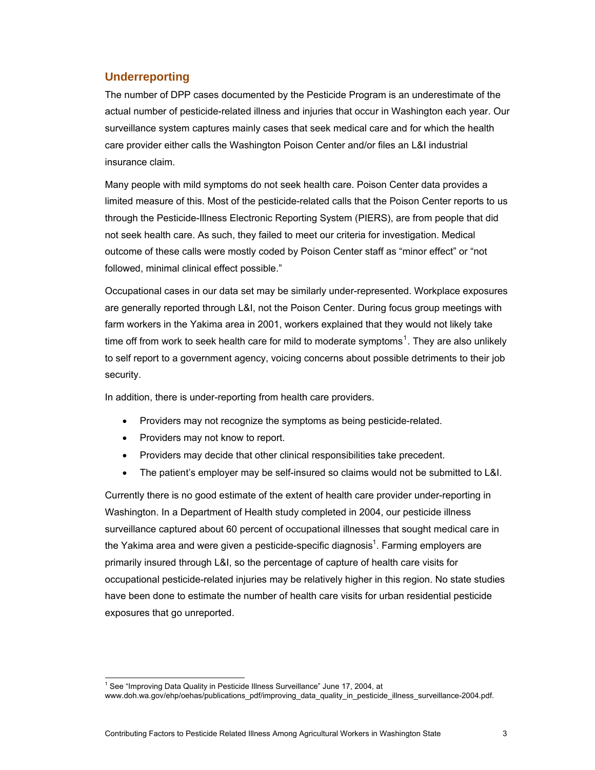## Underreporting

The number of DPP cases documented by the Pesticide Program is an underestimate of the actual number of pesticide-related illness and injuries that occur in Washington each year. Our surveillance system captures mainly cases that seek medical care and for which the health care provider either calls the Washington Poison Center and/or files an L&I industrial insurance claim.

Many people with mild symptoms do not seek health care. Poison Center data provides a limited measure of this. Most of the pesticide-related calls that the Poison Center reports to us through the Pesticide-Illness Electronic Reporting System (PIERS), are from people that did not seek health care. As such, they failed to meet our criteria for investigation. Medical outcome of these calls were mostly coded by Poison Center staff as "minor effect" or "not followed, minimal clinical effect possible."

Occupational cases in our data set may be similarly under-represented. Workplace exposures are generally reported through L&I, not the Poison Center. During focus group meetings with farm workers in the Yakima area in 2001, workers explained that they would not likely take time off from work to seek health care for mild to moderate symptoms[1]. They are also unlikely to self report to a government agency, voicing concerns about possible detriments to their job security.

In addition, there is under-reporting from health care providers.

- Providers may not recognize the symptoms as being pesticide-related.
- Providers may not know to report.
- Providers may decide that other clinical responsibilities take precedent.
- The patient's employer may be self-insured so claims would not be submitted to L&I.

Currently there is no good estimate of the extent of health care provider under-reporting in Washington. In a Department of Health study completed in 2004, our pesticide illness surveillance captured about 60 percent of occupational illnesses that sought medical care in the Yakima area and were given a pesticide-specific diagnosis[1]. Farming employers are primarily insured through L&I, so the percentage of capture of health care visits for occupational pesticide-related injuries may be relatively higher in this region. No state studies have been done to estimate the number of health care visits for urban residential pesticide exposures that go unreported.

[1] See "Improving Data Quality in Pesticide Illness Surveillance" June 17, 2004, at www.doh.wa.gov/ehp/oehas/publications_pdf/improving_data_quality_in_pesticide_illness_surveillance-2004.pdf.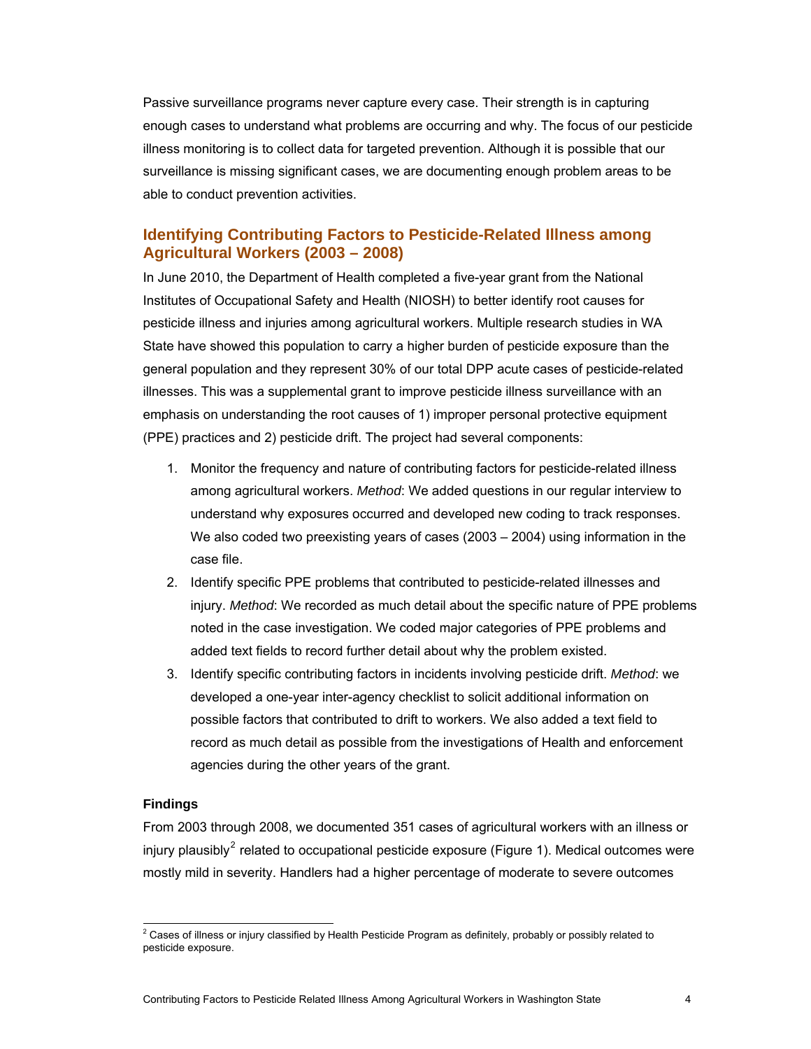Passive surveillance programs never capture every case. Their strength is in capturing enough cases to understand what problems are occurring and why. The focus of our pesticide illness monitoring is to collect data for targeted prevention. Although it is possible that our surveillance is missing significant cases, we are documenting enough problem areas to be able to conduct prevention activities.

## Identifying Contributing Factors to Pesticide-Related Illness among Agricultural Workers (2003 – 2008)

In June 2010, the Department of Health completed a five-year grant from the National Institutes of Occupational Safety and Health (NIOSH) to better identify root causes for pesticide illness and injuries among agricultural workers. Multiple research studies in WA State have showed this population to carry a higher burden of pesticide exposure than the general population and they represent 30% of our total DPP acute cases of pesticide-related illnesses. This was a supplemental grant to improve pesticide illness surveillance with an emphasis on understanding the root causes of 1) improper personal protective equipment (PPE) practices and 2) pesticide drift. The project had several components:

1. Monitor the frequency and nature of contributing factors for pesticide-related illness among agricultural workers. *Method*: We added questions in our regular interview to understand why exposures occurred and developed new coding to track responses. We also coded two preexisting years of cases (2003 – 2004) using information in the case file.
2. Identify specific PPE problems that contributed to pesticide-related illnesses and injury. *Method*: We recorded as much detail about the specific nature of PPE problems noted in the case investigation. We coded major categories of PPE problems and added text fields to record further detail about why the problem existed.
3. Identify specific contributing factors in incidents involving pesticide drift. *Method*: we developed a one-year inter-agency checklist to solicit additional information on possible factors that contributed to drift to workers. We also added a text field to record as much detail as possible from the investigations of Health and enforcement agencies during the other years of the grant.

### Findings

From 2003 through 2008, we documented 351 cases of agricultural workers with an illness or injury plausibly[2] related to occupational pesticide exposure (Figure 1). Medical outcomes were mostly mild in severity. Handlers had a higher percentage of moderate to severe outcomes

[2] Cases of illness or injury classified by Health Pesticide Program as definitely, probably or possibly related to pesticide exposure.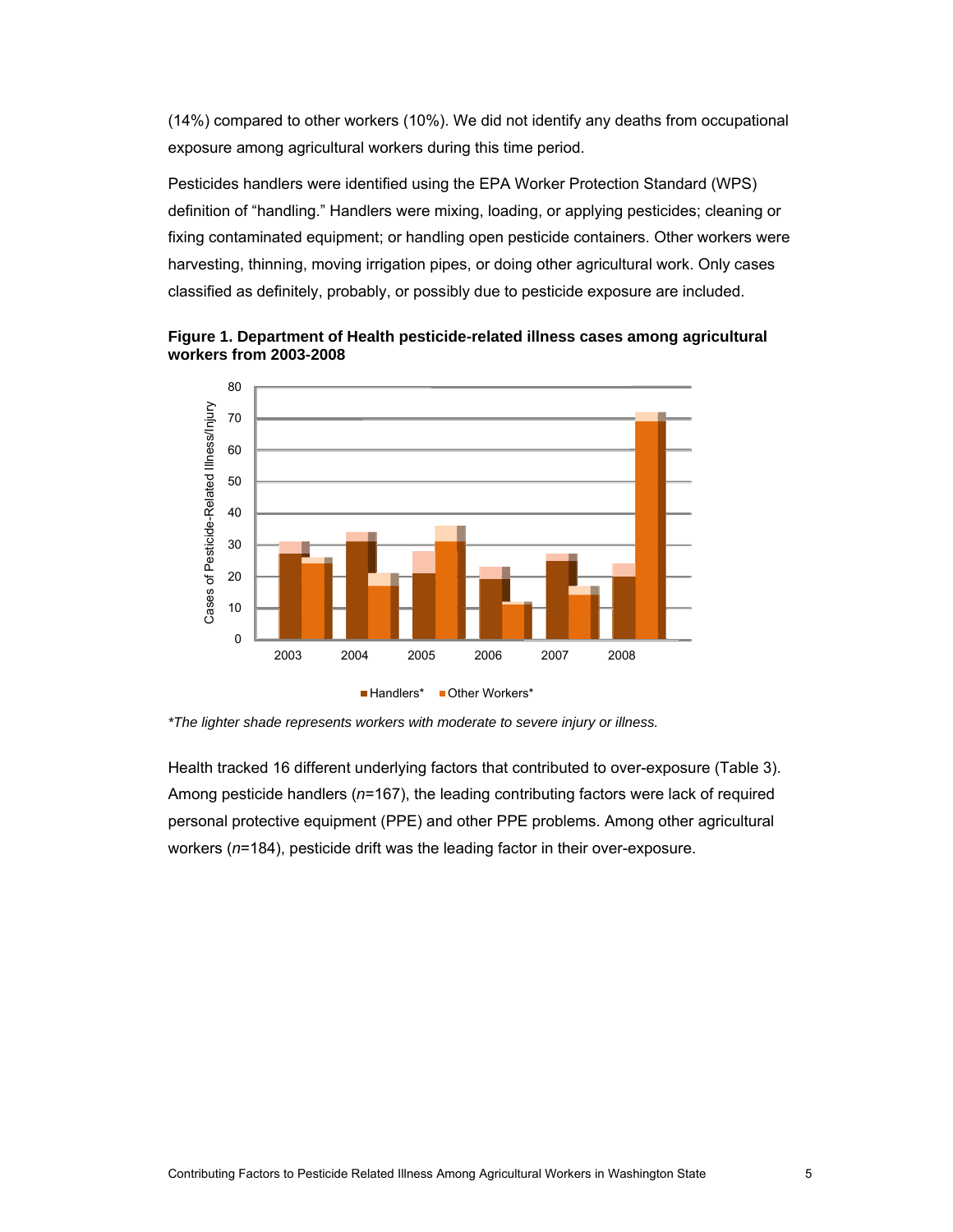(14%) compared to other workers (10%). We did not identify any deaths from occupational exposure among agricultural workers during this time period.

Pesticides handlers were identified using the EPA Worker Protection Standard (WPS) definition of "handling." Handlers were mixing, loading, or applying pesticides; cleaning or fixing contaminated equipment; or handling open pesticide containers. Other workers were harvesting, thinning, moving irrigation pipes, or doing other agricultural work. Only cases classified as definitely, probably, or possibly due to pesticide exposure are included.

**Figure 1. Department of Health pesticide-related illness cases among agricultural workers from 2003-2008**

*The lighter shade represents workers with moderate to severe injury or illness.

Health tracked 16 different underlying factors that contributed to over-exposure (Table 3). Among pesticide handlers (*n*=167), the leading contributing factors were lack of required personal protective equipment (PPE) and other PPE problems. Among other agricultural workers (*n*=184), pesticide drift was the leading factor in their over-exposure.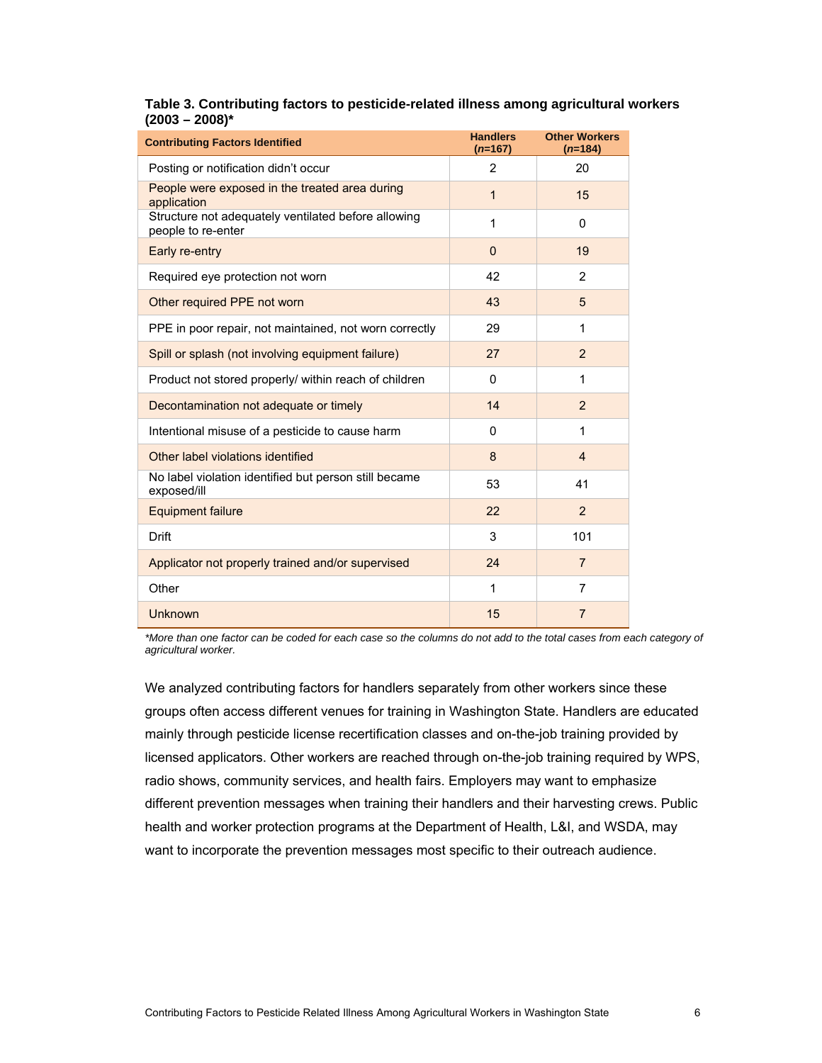**Table 3. Contributing factors to pesticide-related illness among agricultural workers (2003 – 2008)***

| Contributing Factors Identified | Handlers (*n*=167) | Other Workers (*n*=184) |
|---|---|---|
| Posting or notification didn't occur | 2 | 20 |
| People were exposed in the treated area during application | 1 | 15 |
| Structure not adequately ventilated before allowing people to re-enter | 1 | 0 |
| Early re-entry | 0 | 19 |
| Required eye protection not worn | 42 | 2 |
| Other required PPE not worn | 43 | 5 |
| PPE in poor repair, not maintained, not worn correctly | 29 | 1 |
| Spill or splash (not involving equipment failure) | 27 | 2 |
| Product not stored properly/ within reach of children | 0 | 1 |
| Decontamination not adequate or timely | 14 | 2 |
| Intentional misuse of a pesticide to cause harm | 0 | 1 |
| Other label violations identified | 8 | 4 |
| No label violation identified but person still became exposed/ill | 53 | 41 |
| Equipment failure | 22 | 2 |
| Drift | 3 | 101 |
| Applicator not properly trained and/or supervised | 24 | 7 |
| Other | 1 | 7 |
| Unknown | 15 | 7 |

*\*More than one factor can be coded for each case so the columns do not add to the total cases from each category of agricultural worker.*

We analyzed contributing factors for handlers separately from other workers since these groups often access different venues for training in Washington State. Handlers are educated mainly through pesticide license recertification classes and on-the-job training provided by licensed applicators. Other workers are reached through on-the-job training required by WPS, radio shows, community services, and health fairs. Employers may want to emphasize different prevention messages when training their handlers and their harvesting crews. Public health and worker protection programs at the Department of Health, L&I, and WSDA, may want to incorporate the prevention messages most specific to their outreach audience.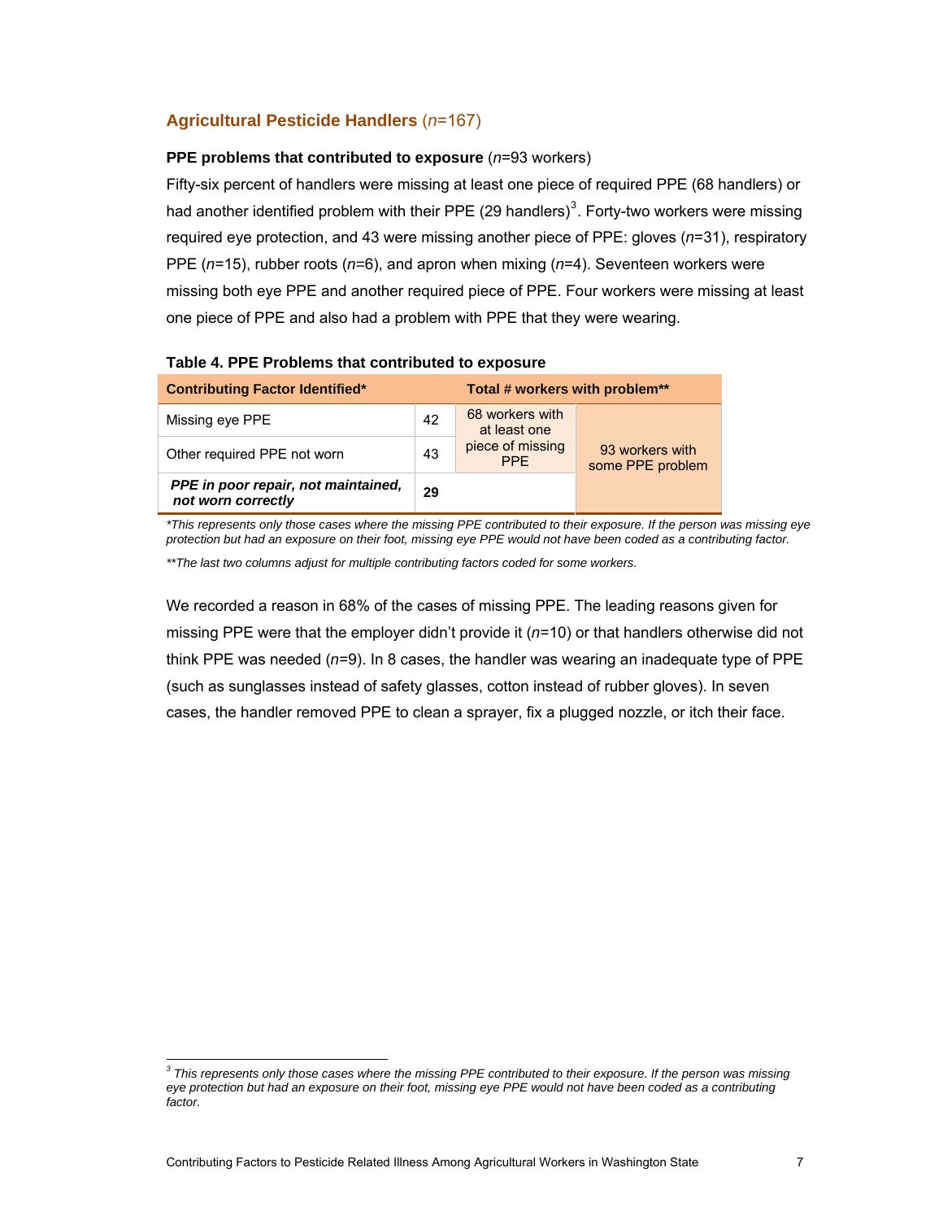### **Agricultural Pesticide Handlers** (*n*=167)

**PPE problems that contributed to exposure** (*n*=93 workers)

Fifty-six percent of handlers were missing at least one piece of required PPE (68 handlers) or had another identified problem with their PPE (29 handlers)[3]. Forty-two workers were missing required eye protection, and 43 were missing another piece of PPE: gloves (*n*=31), respiratory PPE (*n*=15), rubber roots (*n*=6), and apron when mixing (*n*=4). Seventeen workers were missing both eye PPE and another required piece of PPE. Four workers were missing at least one piece of PPE and also had a problem with PPE that they were wearing.

**Table 4. PPE Problems that contributed to exposure**

| Contributing Factor Identified* | Total # workers with problem** | | |
|---|---|---|---|
| Missing eye PPE | 42 | 68 workers with at least one piece of missing PPE | 93 workers with some PPE problem |
| Other required PPE not worn | 43 | | |
| ***PPE in poor repair, not maintained, not worn correctly*** | **29** | | |

*\*This represents only those cases where the missing PPE contributed to their exposure. If the person was missing eye protection but had an exposure on their foot, missing eye PPE would not have been coded as a contributing factor.*

*\*\*The last two columns adjust for multiple contributing factors coded for some workers.*

We recorded a reason in 68% of the cases of missing PPE. The leading reasons given for missing PPE were that the employer didn't provide it (*n*=10) or that handlers otherwise did not think PPE was needed (*n*=9). In 8 cases, the handler was wearing an inadequate type of PPE (such as sunglasses instead of safety glasses, cotton instead of rubber gloves). In seven cases, the handler removed PPE to clean a sprayer, fix a plugged nozzle, or itch their face.

[3] *This represents only those cases where the missing PPE contributed to their exposure. If the person was missing eye protection but had an exposure on their foot, missing eye PPE would not have been coded as a contributing factor.*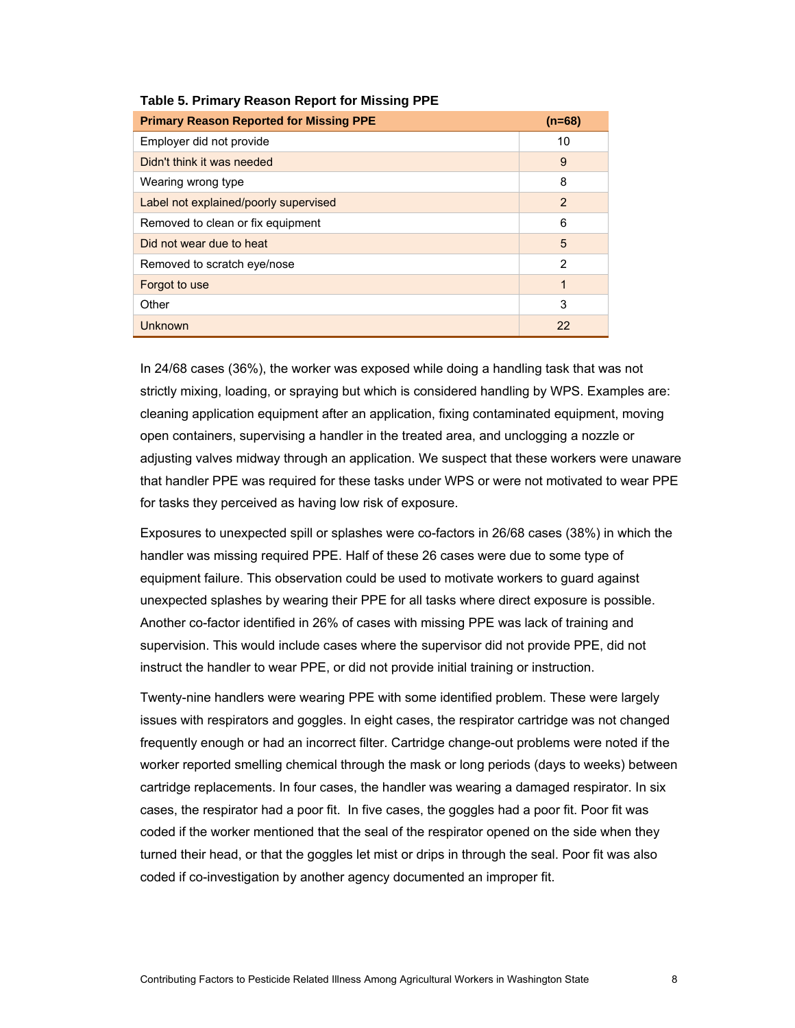**Table 5. Primary Reason Report for Missing PPE**

| Primary Reason Reported for Missing PPE | (n=68) |
|---|---|
| Employer did not provide | 10 |
| Didn't think it was needed | 9 |
| Wearing wrong type | 8 |
| Label not explained/poorly supervised | 2 |
| Removed to clean or fix equipment | 6 |
| Did not wear due to heat | 5 |
| Removed to scratch eye/nose | 2 |
| Forgot to use | 1 |
| Other | 3 |
| Unknown | 22 |

In 24/68 cases (36%), the worker was exposed while doing a handling task that was not strictly mixing, loading, or spraying but which is considered handling by WPS. Examples are: cleaning application equipment after an application, fixing contaminated equipment, moving open containers, supervising a handler in the treated area, and unclogging a nozzle or adjusting valves midway through an application. We suspect that these workers were unaware that handler PPE was required for these tasks under WPS or were not motivated to wear PPE for tasks they perceived as having low risk of exposure.

Exposures to unexpected spill or splashes were co-factors in 26/68 cases (38%) in which the handler was missing required PPE. Half of these 26 cases were due to some type of equipment failure. This observation could be used to motivate workers to guard against unexpected splashes by wearing their PPE for all tasks where direct exposure is possible. Another co-factor identified in 26% of cases with missing PPE was lack of training and supervision. This would include cases where the supervisor did not provide PPE, did not instruct the handler to wear PPE, or did not provide initial training or instruction.

Twenty-nine handlers were wearing PPE with some identified problem. These were largely issues with respirators and goggles. In eight cases, the respirator cartridge was not changed frequently enough or had an incorrect filter. Cartridge change-out problems were noted if the worker reported smelling chemical through the mask or long periods (days to weeks) between cartridge replacements. In four cases, the handler was wearing a damaged respirator. In six cases, the respirator had a poor fit. In five cases, the goggles had a poor fit. Poor fit was coded if the worker mentioned that the seal of the respirator opened on the side when they turned their head, or that the goggles let mist or drips in through the seal. Poor fit was also coded if co-investigation by another agency documented an improper fit.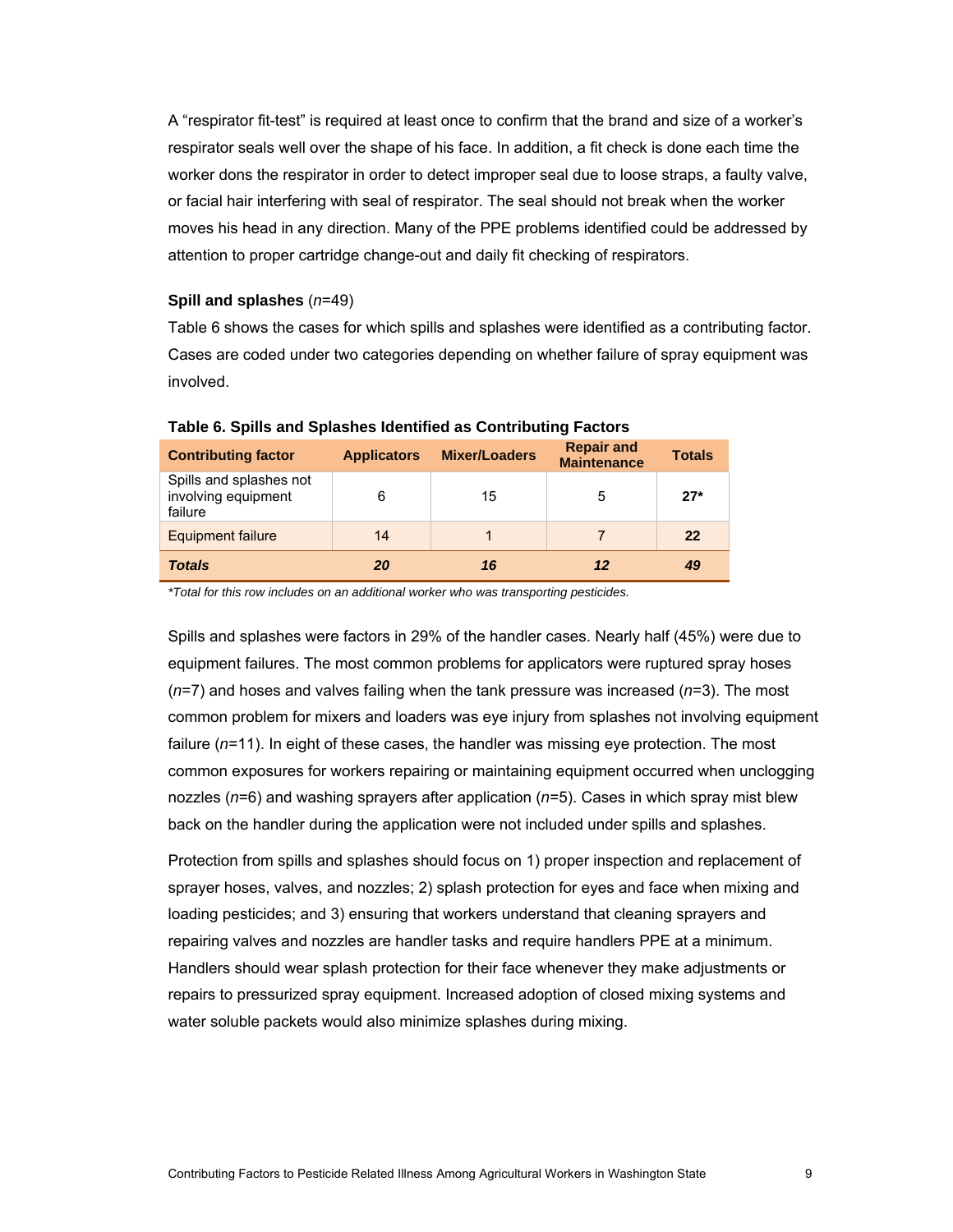A "respirator fit-test" is required at least once to confirm that the brand and size of a worker's respirator seals well over the shape of his face. In addition, a fit check is done each time the worker dons the respirator in order to detect improper seal due to loose straps, a faulty valve, or facial hair interfering with seal of respirator. The seal should not break when the worker moves his head in any direction. Many of the PPE problems identified could be addressed by attention to proper cartridge change-out and daily fit checking of respirators.

**Spill and splashes** (*n*=49)

Table 6 shows the cases for which spills and splashes were identified as a contributing factor. Cases are coded under two categories depending on whether failure of spray equipment was involved.

**Table 6. Spills and Splashes Identified as Contributing Factors**

| Contributing factor | Applicators | Mixer/Loaders | Repair and Maintenance | Totals |
|---|---|---|---|---|
| Spills and splashes not involving equipment failure | 6 | 15 | 5 | **27*** |
| Equipment failure | 14 | 1 | 7 | **22** |
| ***Totals*** | ***20*** | ***16*** | ***12*** | ***49*** |

*\*Total for this row includes on an additional worker who was transporting pesticides.*

Spills and splashes were factors in 29% of the handler cases. Nearly half (45%) were due to equipment failures. The most common problems for applicators were ruptured spray hoses (*n*=7) and hoses and valves failing when the tank pressure was increased (*n*=3). The most common problem for mixers and loaders was eye injury from splashes not involving equipment failure (*n*=11). In eight of these cases, the handler was missing eye protection. The most common exposures for workers repairing or maintaining equipment occurred when unclogging nozzles (*n*=6) and washing sprayers after application (*n*=5). Cases in which spray mist blew back on the handler during the application were not included under spills and splashes.

Protection from spills and splashes should focus on 1) proper inspection and replacement of sprayer hoses, valves, and nozzles; 2) splash protection for eyes and face when mixing and loading pesticides; and 3) ensuring that workers understand that cleaning sprayers and repairing valves and nozzles are handler tasks and require handlers PPE at a minimum. Handlers should wear splash protection for their face whenever they make adjustments or repairs to pressurized spray equipment. Increased adoption of closed mixing systems and water soluble packets would also minimize splashes during mixing.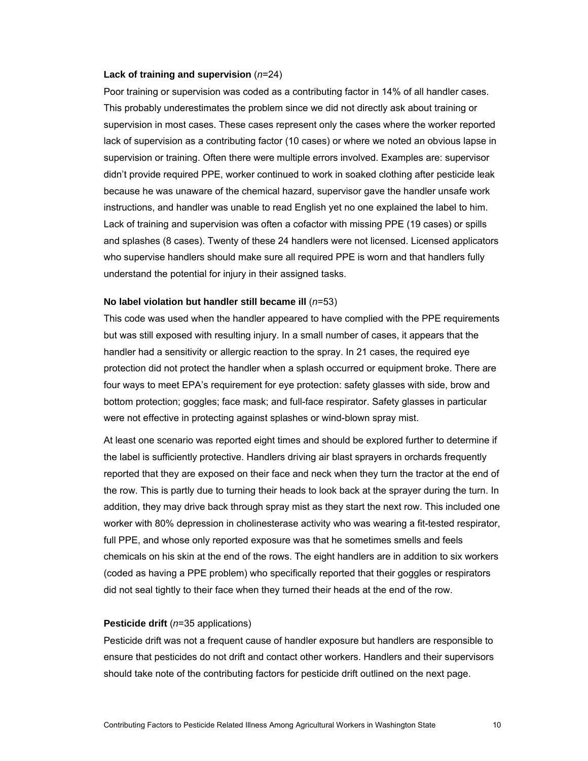**Lack of training and supervision** (*n*=24)

Poor training or supervision was coded as a contributing factor in 14% of all handler cases. This probably underestimates the problem since we did not directly ask about training or supervision in most cases. These cases represent only the cases where the worker reported lack of supervision as a contributing factor (10 cases) or where we noted an obvious lapse in supervision or training. Often there were multiple errors involved. Examples are: supervisor didn't provide required PPE, worker continued to work in soaked clothing after pesticide leak because he was unaware of the chemical hazard, supervisor gave the handler unsafe work instructions, and handler was unable to read English yet no one explained the label to him. Lack of training and supervision was often a cofactor with missing PPE (19 cases) or spills and splashes (8 cases). Twenty of these 24 handlers were not licensed. Licensed applicators who supervise handlers should make sure all required PPE is worn and that handlers fully understand the potential for injury in their assigned tasks.

**No label violation but handler still became ill** (*n*=53)

This code was used when the handler appeared to have complied with the PPE requirements but was still exposed with resulting injury. In a small number of cases, it appears that the handler had a sensitivity or allergic reaction to the spray. In 21 cases, the required eye protection did not protect the handler when a splash occurred or equipment broke. There are four ways to meet EPA's requirement for eye protection: safety glasses with side, brow and bottom protection; goggles; face mask; and full-face respirator. Safety glasses in particular were not effective in protecting against splashes or wind-blown spray mist.

At least one scenario was reported eight times and should be explored further to determine if the label is sufficiently protective. Handlers driving air blast sprayers in orchards frequently reported that they are exposed on their face and neck when they turn the tractor at the end of the row. This is partly due to turning their heads to look back at the sprayer during the turn. In addition, they may drive back through spray mist as they start the next row. This included one worker with 80% depression in cholinesterase activity who was wearing a fit-tested respirator, full PPE, and whose only reported exposure was that he sometimes smells and feels chemicals on his skin at the end of the rows. The eight handlers are in addition to six workers (coded as having a PPE problem) who specifically reported that their goggles or respirators did not seal tightly to their face when they turned their heads at the end of the row.

**Pesticide drift** (*n*=35 applications)

Pesticide drift was not a frequent cause of handler exposure but handlers are responsible to ensure that pesticides do not drift and contact other workers. Handlers and their supervisors should take note of the contributing factors for pesticide drift outlined on the next page.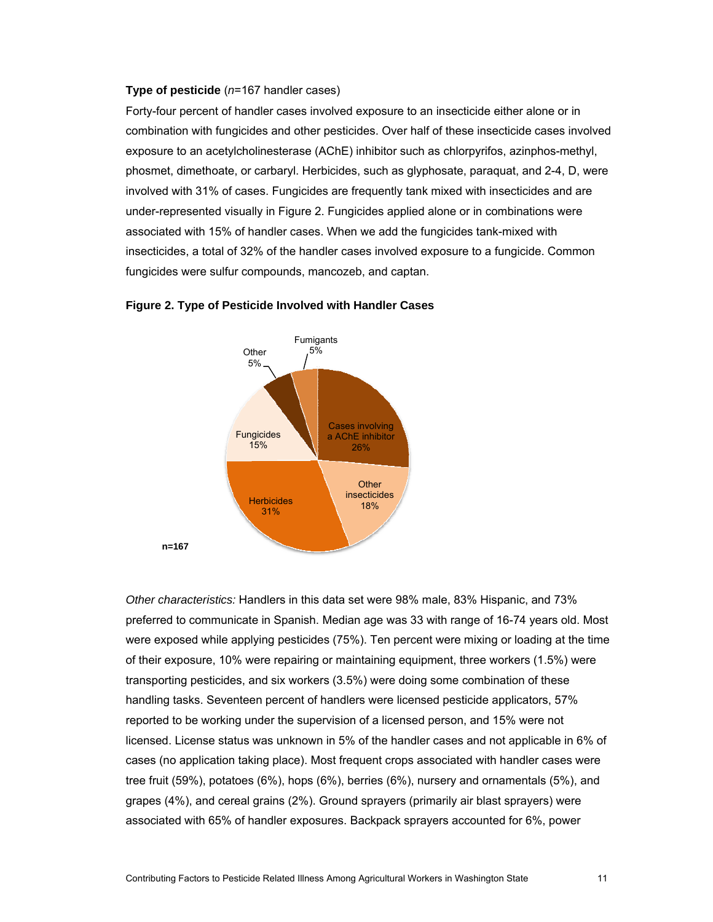**Type of pesticide** (*n*=167 handler cases)

Forty-four percent of handler cases involved exposure to an insecticide either alone or in combination with fungicides and other pesticides. Over half of these insecticide cases involved exposure to an acetylcholinesterase (AChE) inhibitor such as chlorpyrifos, azinphos-methyl, phosmet, dimethoate, or carbaryl. Herbicides, such as glyphosate, paraquat, and 2-4, D, were involved with 31% of cases. Fungicides are frequently tank mixed with insecticides and are under-represented visually in Figure 2. Fungicides applied alone or in combinations were associated with 15% of handler cases. When we add the fungicides tank-mixed with insecticides, a total of 32% of the handler cases involved exposure to a fungicide. Common fungicides were sulfur compounds, mancozeb, and captan.

**Figure 2. Type of Pesticide Involved with Handler Cases**

| Type | Percent |
|---|---|
| Cases involving a AChE inhibitor | 26% |
| Other insecticides | 18% |
| Herbicides | 31% |
| Fungicides | 15% |
| Other | 5% |
| Fumigants | 5% |

**n=167**

*Other characteristics:* Handlers in this data set were 98% male, 83% Hispanic, and 73% preferred to communicate in Spanish. Median age was 33 with range of 16-74 years old. Most were exposed while applying pesticides (75%). Ten percent were mixing or loading at the time of their exposure, 10% were repairing or maintaining equipment, three workers (1.5%) were transporting pesticides, and six workers (3.5%) were doing some combination of these handling tasks. Seventeen percent of handlers were licensed pesticide applicators, 57% reported to be working under the supervision of a licensed person, and 15% were not licensed. License status was unknown in 5% of the handler cases and not applicable in 6% of cases (no application taking place). Most frequent crops associated with handler cases were tree fruit (59%), potatoes (6%), hops (6%), berries (6%), nursery and ornamentals (5%), and grapes (4%), and cereal grains (2%). Ground sprayers (primarily air blast sprayers) were associated with 65% of handler exposures. Backpack sprayers accounted for 6%, power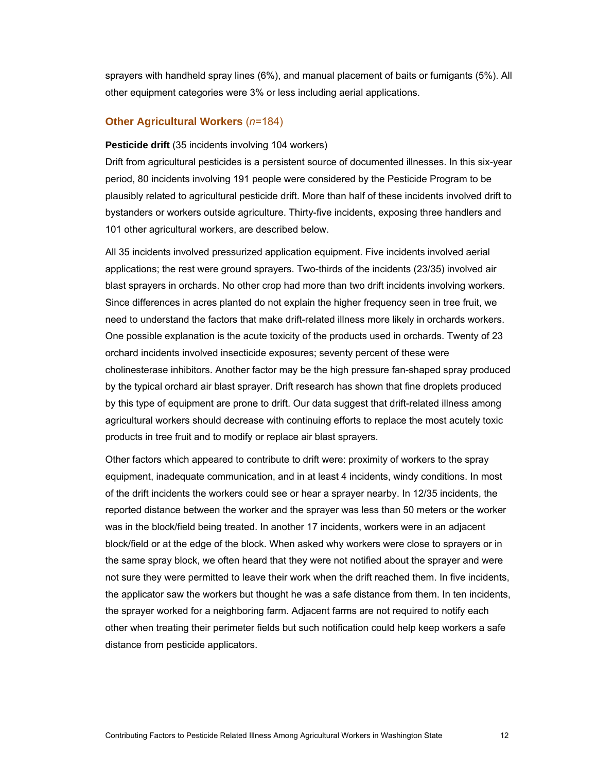sprayers with handheld spray lines (6%), and manual placement of baits or fumigants (5%). All other equipment categories were 3% or less including aerial applications.

### Other Agricultural Workers (*n*=184)

**Pesticide drift** (35 incidents involving 104 workers)

Drift from agricultural pesticides is a persistent source of documented illnesses. In this six-year period, 80 incidents involving 191 people were considered by the Pesticide Program to be plausibly related to agricultural pesticide drift. More than half of these incidents involved drift to bystanders or workers outside agriculture. Thirty-five incidents, exposing three handlers and 101 other agricultural workers, are described below.

All 35 incidents involved pressurized application equipment. Five incidents involved aerial applications; the rest were ground sprayers. Two-thirds of the incidents (23/35) involved air blast sprayers in orchards. No other crop had more than two drift incidents involving workers. Since differences in acres planted do not explain the higher frequency seen in tree fruit, we need to understand the factors that make drift-related illness more likely in orchards workers. One possible explanation is the acute toxicity of the products used in orchards. Twenty of 23 orchard incidents involved insecticide exposures; seventy percent of these were cholinesterase inhibitors. Another factor may be the high pressure fan-shaped spray produced by the typical orchard air blast sprayer. Drift research has shown that fine droplets produced by this type of equipment are prone to drift. Our data suggest that drift-related illness among agricultural workers should decrease with continuing efforts to replace the most acutely toxic products in tree fruit and to modify or replace air blast sprayers.

Other factors which appeared to contribute to drift were: proximity of workers to the spray equipment, inadequate communication, and in at least 4 incidents, windy conditions. In most of the drift incidents the workers could see or hear a sprayer nearby. In 12/35 incidents, the reported distance between the worker and the sprayer was less than 50 meters or the worker was in the block/field being treated. In another 17 incidents, workers were in an adjacent block/field or at the edge of the block. When asked why workers were close to sprayers or in the same spray block, we often heard that they were not notified about the sprayer and were not sure they were permitted to leave their work when the drift reached them. In five incidents, the applicator saw the workers but thought he was a safe distance from them. In ten incidents, the sprayer worked for a neighboring farm. Adjacent farms are not required to notify each other when treating their perimeter fields but such notification could help keep workers a safe distance from pesticide applicators.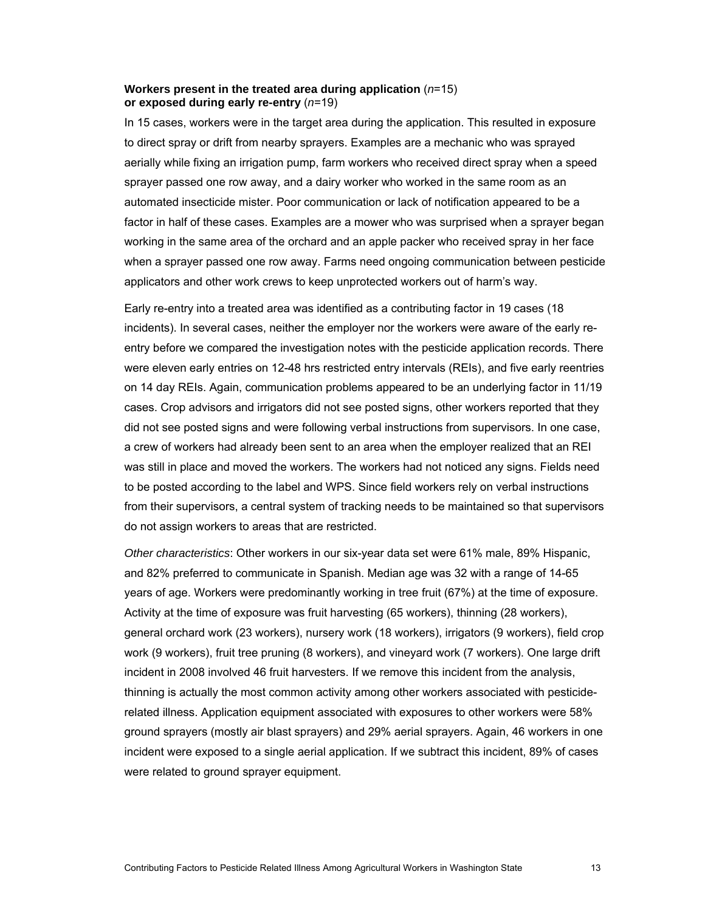**Workers present in the treated area during application** (*n*=15) **or exposed during early re-entry** (*n*=19)

In 15 cases, workers were in the target area during the application. This resulted in exposure to direct spray or drift from nearby sprayers. Examples are a mechanic who was sprayed aerially while fixing an irrigation pump, farm workers who received direct spray when a speed sprayer passed one row away, and a dairy worker who worked in the same room as an automated insecticide mister. Poor communication or lack of notification appeared to be a factor in half of these cases. Examples are a mower who was surprised when a sprayer began working in the same area of the orchard and an apple packer who received spray in her face when a sprayer passed one row away. Farms need ongoing communication between pesticide applicators and other work crews to keep unprotected workers out of harm's way.

Early re-entry into a treated area was identified as a contributing factor in 19 cases (18 incidents). In several cases, neither the employer nor the workers were aware of the early re-entry before we compared the investigation notes with the pesticide application records. There were eleven early entries on 12-48 hrs restricted entry intervals (REIs), and five early reentries on 14 day REIs. Again, communication problems appeared to be an underlying factor in 11/19 cases. Crop advisors and irrigators did not see posted signs, other workers reported that they did not see posted signs and were following verbal instructions from supervisors. In one case, a crew of workers had already been sent to an area when the employer realized that an REI was still in place and moved the workers. The workers had not noticed any signs. Fields need to be posted according to the label and WPS. Since field workers rely on verbal instructions from their supervisors, a central system of tracking needs to be maintained so that supervisors do not assign workers to areas that are restricted.

*Other characteristics*: Other workers in our six-year data set were 61% male, 89% Hispanic, and 82% preferred to communicate in Spanish. Median age was 32 with a range of 14-65 years of age. Workers were predominantly working in tree fruit (67%) at the time of exposure. Activity at the time of exposure was fruit harvesting (65 workers), thinning (28 workers), general orchard work (23 workers), nursery work (18 workers), irrigators (9 workers), field crop work (9 workers), fruit tree pruning (8 workers), and vineyard work (7 workers). One large drift incident in 2008 involved 46 fruit harvesters. If we remove this incident from the analysis, thinning is actually the most common activity among other workers associated with pesticide-related illness. Application equipment associated with exposures to other workers were 58% ground sprayers (mostly air blast sprayers) and 29% aerial sprayers. Again, 46 workers in one incident were exposed to a single aerial application. If we subtract this incident, 89% of cases were related to ground sprayer equipment.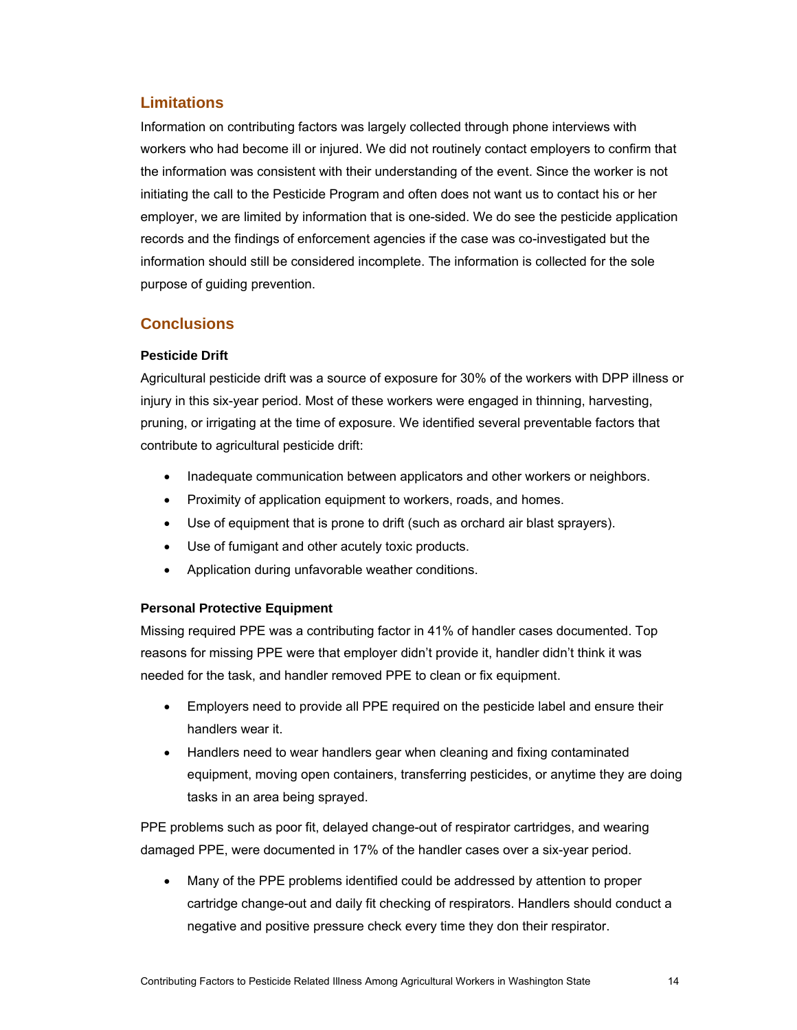## Limitations

Information on contributing factors was largely collected through phone interviews with workers who had become ill or injured. We did not routinely contact employers to confirm that the information was consistent with their understanding of the event. Since the worker is not initiating the call to the Pesticide Program and often does not want us to contact his or her employer, we are limited by information that is one-sided. We do see the pesticide application records and the findings of enforcement agencies if the case was co-investigated but the information should still be considered incomplete. The information is collected for the sole purpose of guiding prevention.

## Conclusions

### Pesticide Drift

Agricultural pesticide drift was a source of exposure for 30% of the workers with DPP illness or injury in this six-year period. Most of these workers were engaged in thinning, harvesting, pruning, or irrigating at the time of exposure. We identified several preventable factors that contribute to agricultural pesticide drift:

- Inadequate communication between applicators and other workers or neighbors.
- Proximity of application equipment to workers, roads, and homes.
- Use of equipment that is prone to drift (such as orchard air blast sprayers).
- Use of fumigant and other acutely toxic products.
- Application during unfavorable weather conditions.

### Personal Protective Equipment

Missing required PPE was a contributing factor in 41% of handler cases documented. Top reasons for missing PPE were that employer didn't provide it, handler didn't think it was needed for the task, and handler removed PPE to clean or fix equipment.

- Employers need to provide all PPE required on the pesticide label and ensure their handlers wear it.
- Handlers need to wear handlers gear when cleaning and fixing contaminated equipment, moving open containers, transferring pesticides, or anytime they are doing tasks in an area being sprayed.

PPE problems such as poor fit, delayed change-out of respirator cartridges, and wearing damaged PPE, were documented in 17% of the handler cases over a six-year period.

- Many of the PPE problems identified could be addressed by attention to proper cartridge change-out and daily fit checking of respirators. Handlers should conduct a negative and positive pressure check every time they don their respirator.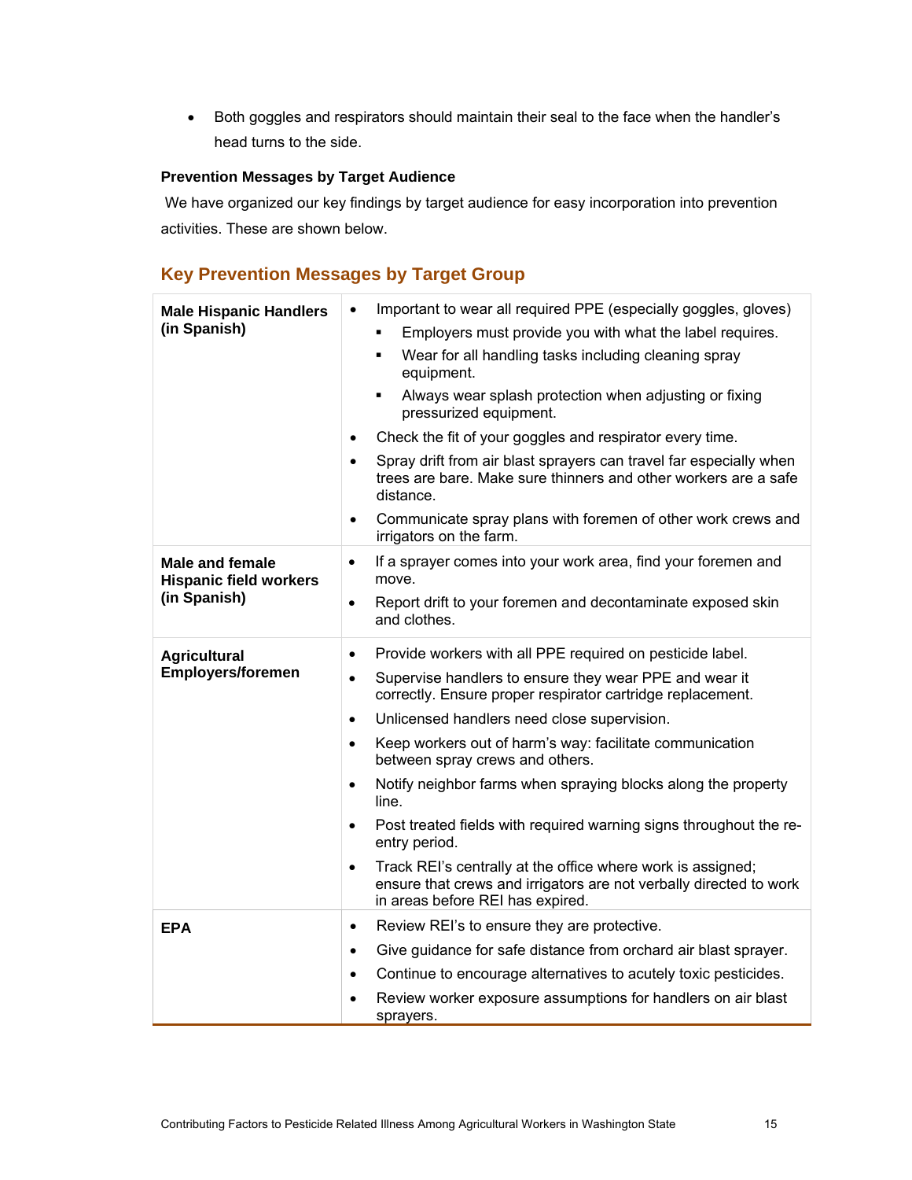- Both goggles and respirators should maintain their seal to the face when the handler's head turns to the side.

**Prevention Messages by Target Audience**

We have organized our key findings by target audience for easy incorporation into prevention activities. These are shown below.

## Key Prevention Messages by Target Group

| | |
|---|---|
| **Male Hispanic Handlers (in Spanish)** | • Important to wear all required PPE (especially goggles, gloves)<br>▪ Employers must provide you with what the label requires.<br>▪ Wear for all handling tasks including cleaning spray equipment.<br>▪ Always wear splash protection when adjusting or fixing pressurized equipment.<br>• Check the fit of your goggles and respirator every time.<br>• Spray drift from air blast sprayers can travel far especially when trees are bare. Make sure thinners and other workers are a safe distance.<br>• Communicate spray plans with foremen of other work crews and irrigators on the farm. |
| **Male and female Hispanic field workers (in Spanish)** | • If a sprayer comes into your work area, find your foremen and move.<br>• Report drift to your foremen and decontaminate exposed skin and clothes. |
| **Agricultural Employers/foremen** | • Provide workers with all PPE required on pesticide label.<br>• Supervise handlers to ensure they wear PPE and wear it correctly. Ensure proper respirator cartridge replacement.<br>• Unlicensed handlers need close supervision.<br>• Keep workers out of harm's way: facilitate communication between spray crews and others.<br>• Notify neighbor farms when spraying blocks along the property line.<br>• Post treated fields with required warning signs throughout the re-entry period.<br>• Track REI's centrally at the office where work is assigned; ensure that crews and irrigators are not verbally directed to work in areas before REI has expired. |
| **EPA** | • Review REI's to ensure they are protective.<br>• Give guidance for safe distance from orchard air blast sprayer.<br>• Continue to encourage alternatives to acutely toxic pesticides.<br>• Review worker exposure assumptions for handlers on air blast sprayers. |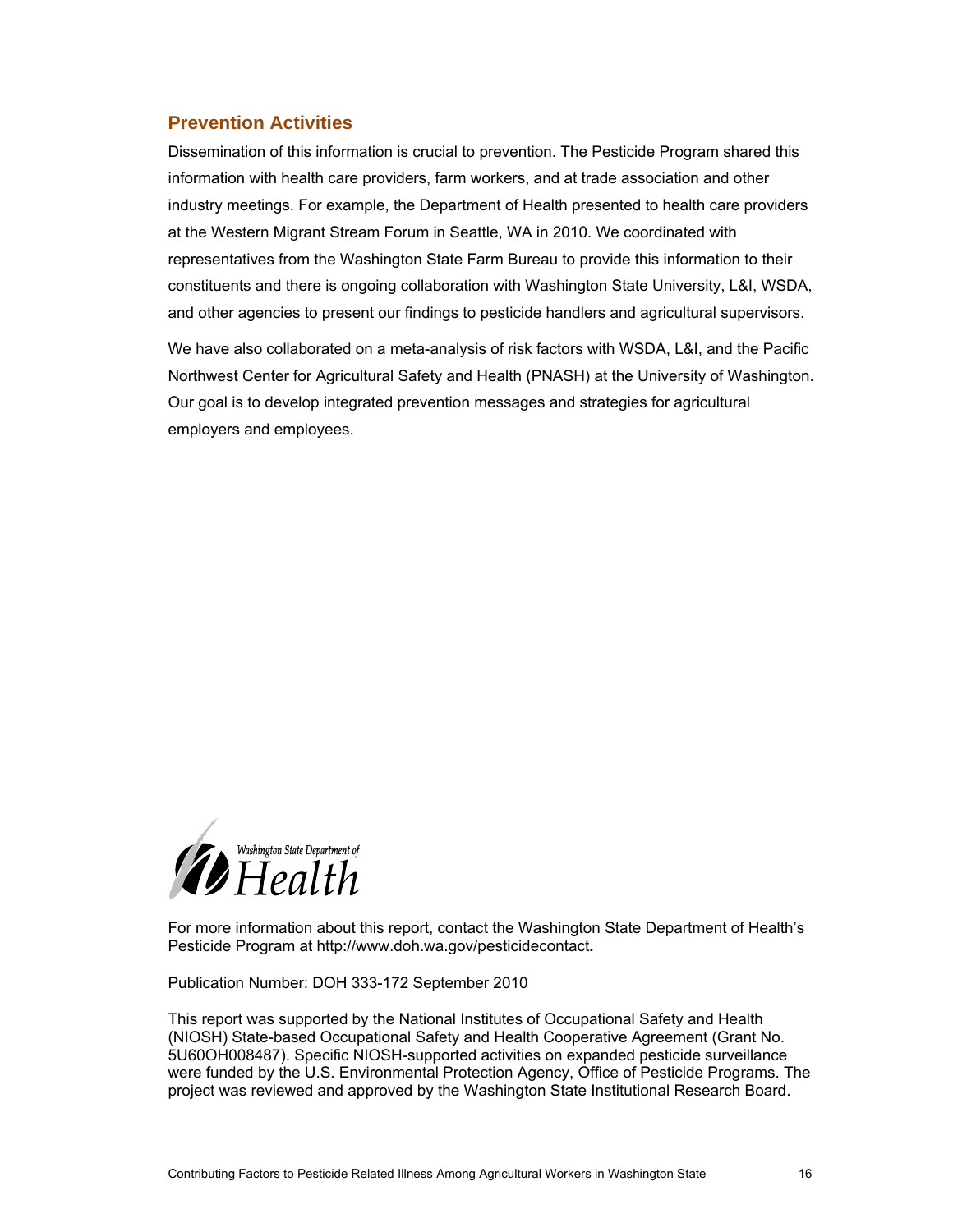## Prevention Activities

Dissemination of this information is crucial to prevention. The Pesticide Program shared this information with health care providers, farm workers, and at trade association and other industry meetings. For example, the Department of Health presented to health care providers at the Western Migrant Stream Forum in Seattle, WA in 2010. We coordinated with representatives from the Washington State Farm Bureau to provide this information to their constituents and there is ongoing collaboration with Washington State University, L&I, WSDA, and other agencies to present our findings to pesticide handlers and agricultural supervisors.

We have also collaborated on a meta-analysis of risk factors with WSDA, L&I, and the Pacific Northwest Center for Agricultural Safety and Health (PNASH) at the University of Washington. Our goal is to develop integrated prevention messages and strategies for agricultural employers and employees.

Washington State Department of Health

For more information about this report, contact the Washington State Department of Health's Pesticide Program at http://www.doh.wa.gov/pesticidecontact**.**

Publication Number: DOH 333-172 September 2010

This report was supported by the National Institutes of Occupational Safety and Health (NIOSH) State-based Occupational Safety and Health Cooperative Agreement (Grant No. 5U60OH008487). Specific NIOSH-supported activities on expanded pesticide surveillance were funded by the U.S. Environmental Protection Agency, Office of Pesticide Programs. The project was reviewed and approved by the Washington State Institutional Research Board.